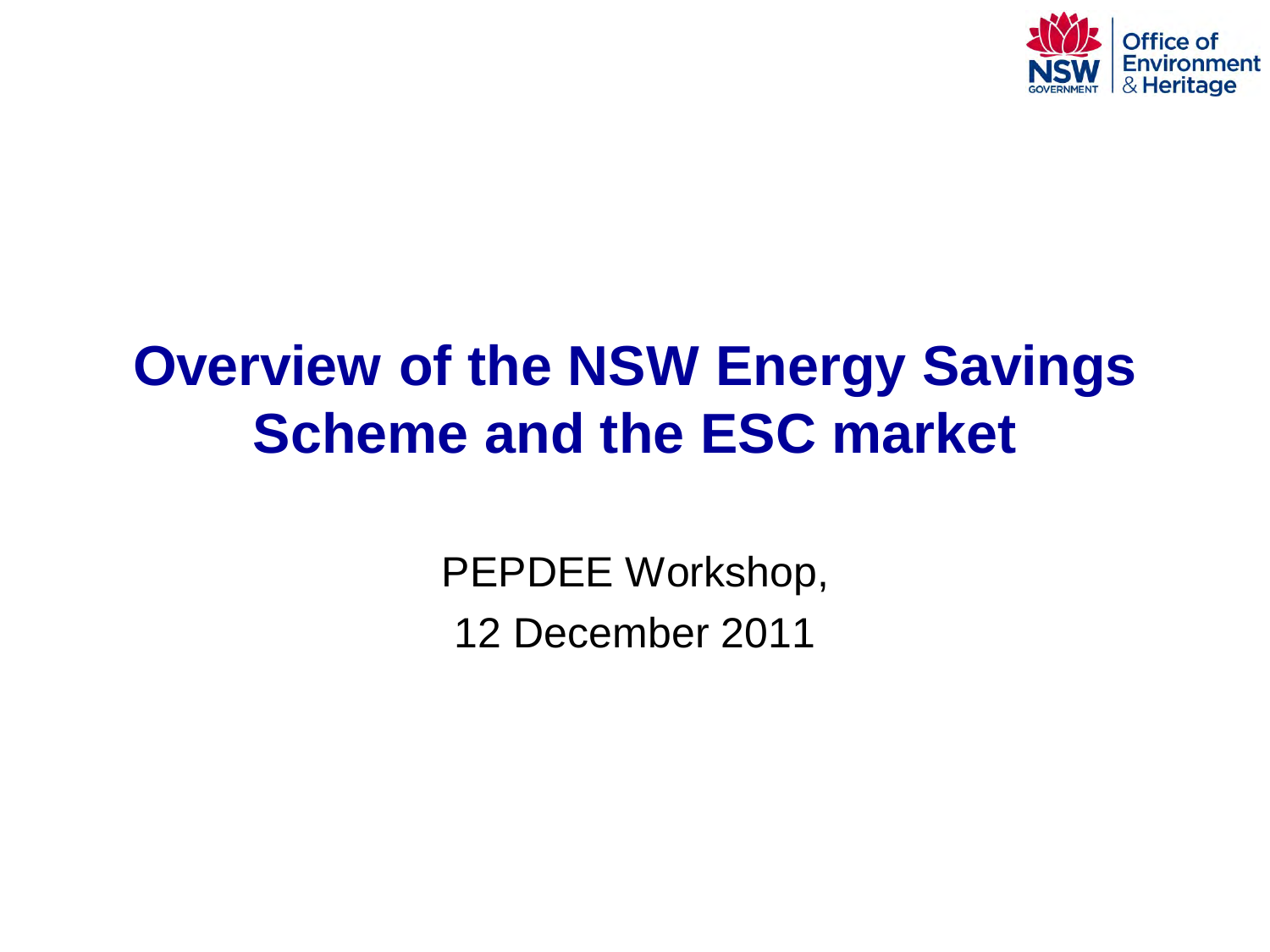NSW Government | Office of Environment & Heritage

# Overview of the NSW Energy Savings Scheme and the ESC market

PEPDEE Workshop,

12 December 2011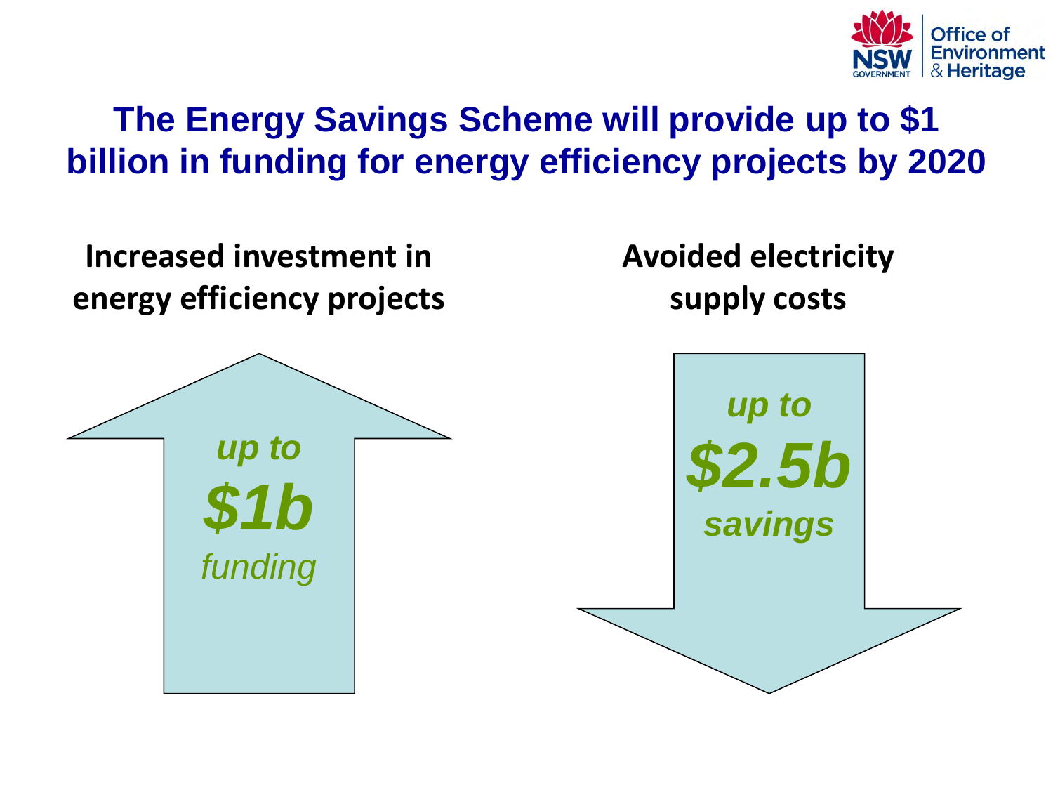# The Energy Savings Scheme will provide up to $1 billion in funding for energy efficiency projects by 2020

**Increased investment in energy efficiency projects**

*up to*

***$1b***

*funding*

**Avoided electricity supply costs**

***up to***

***$2.5b***

***savings***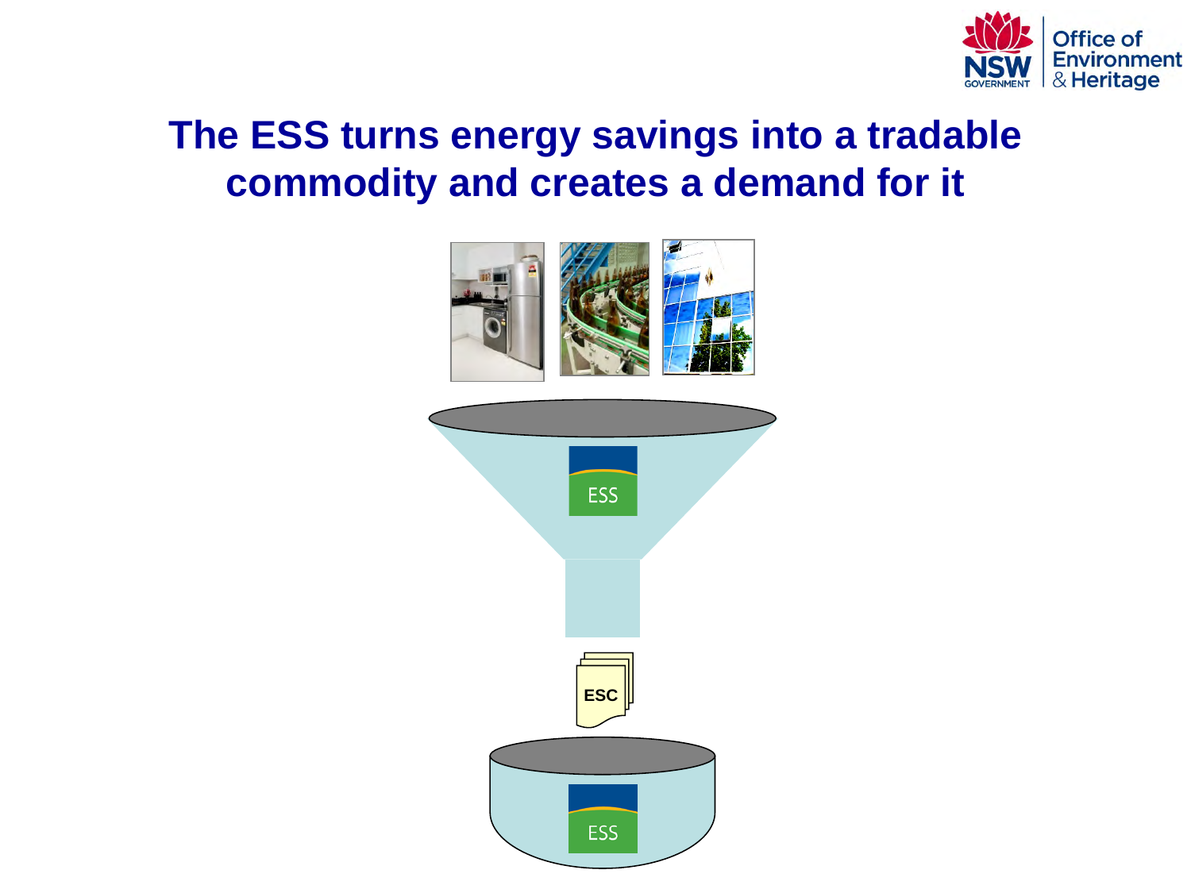# The ESS turns energy savings into a tradable commodity and creates a demand for it

ESS

ESC

ESS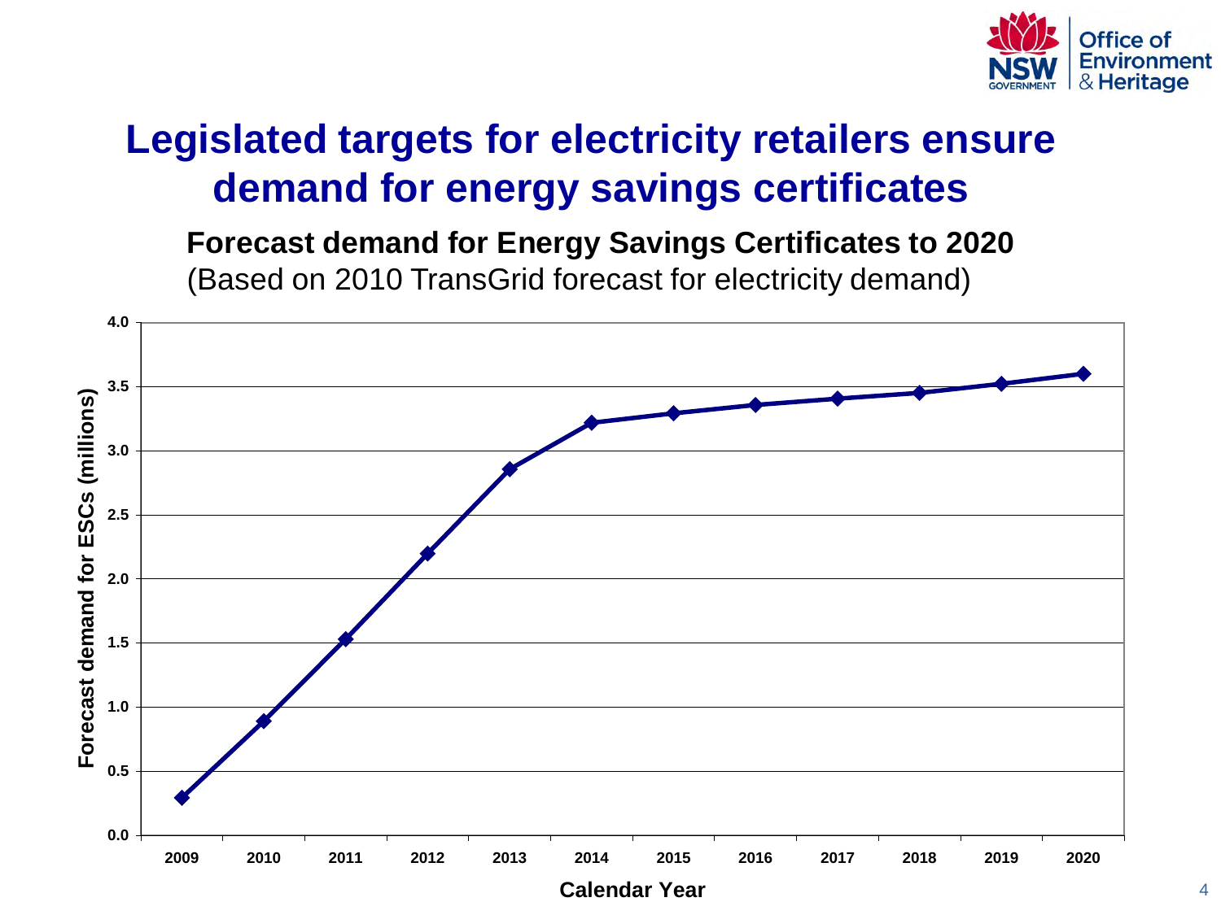# Legislated targets for electricity retailers ensure demand for energy savings certificates

**Forecast demand for Energy Savings Certificates to 2020**
(Based on 2010 TransGrid forecast for electricity demand)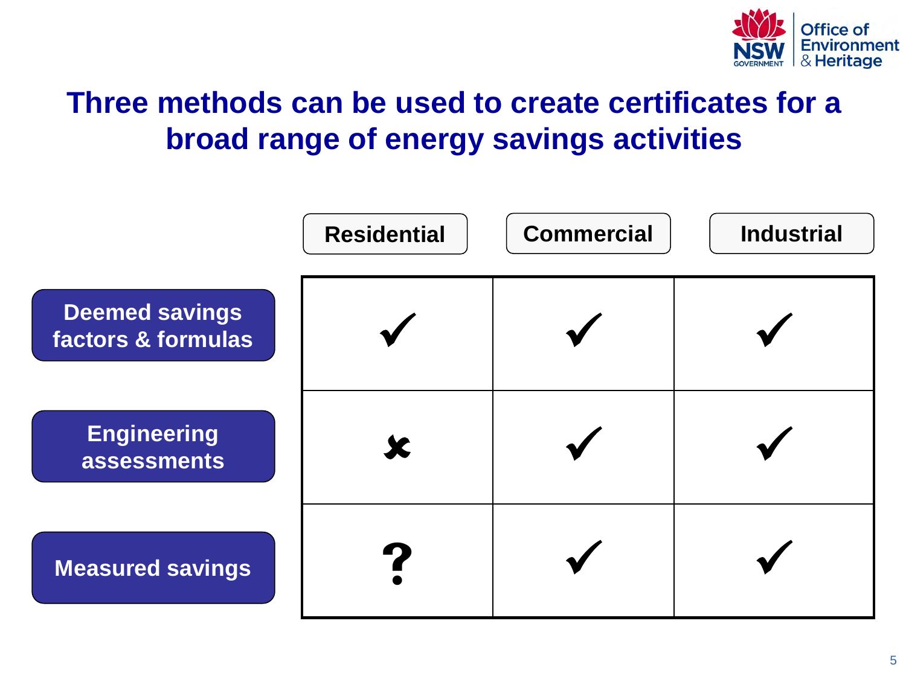# Three methods can be used to create certificates for a broad range of energy savings activities

| | Residential | Commercial | Industrial |
|---|---|---|---|
| **Deemed savings factors & formulas** | ✔ | ✔ | ✔ |
| **Engineering assessments** | ✘ | ✔ | ✔ |
| **Measured savings** | ? | ✔ | ✔ |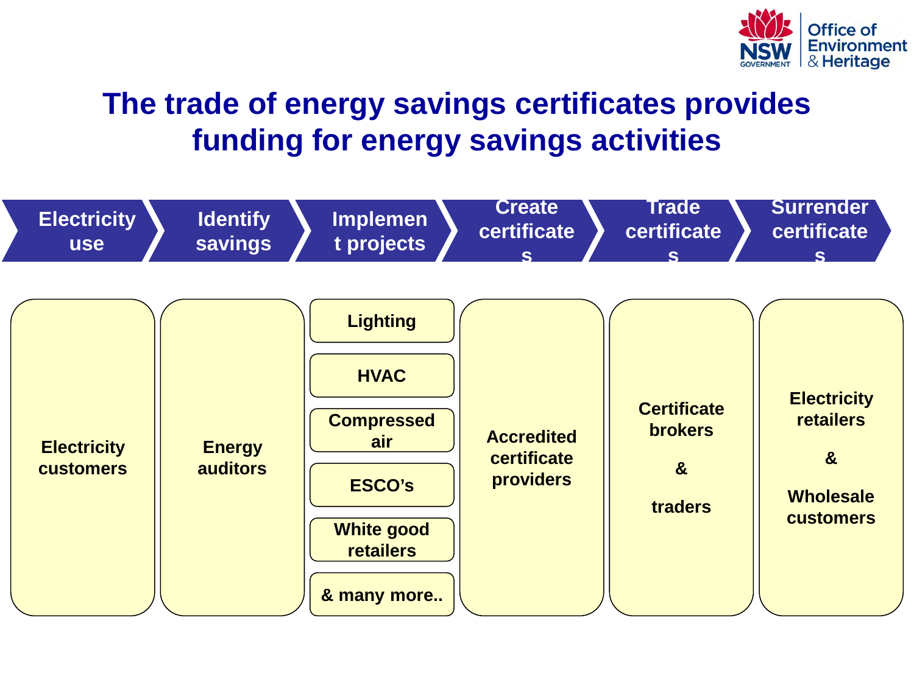# The trade of energy savings certificates provides funding for energy savings activities

| Electricity use | Identify savings | Implement projects | Create certificates | Trade certificates | Surrender certificates |
|---|---|---|---|---|---|
| Electricity customers | Energy auditors | Lighting<br>HVAC<br>Compressed air<br>ESCO's<br>White good retailers<br>& many more.. | Accredited certificate providers | Certificate brokers<br>&<br>traders | Electricity retailers<br>&<br>Wholesale customers |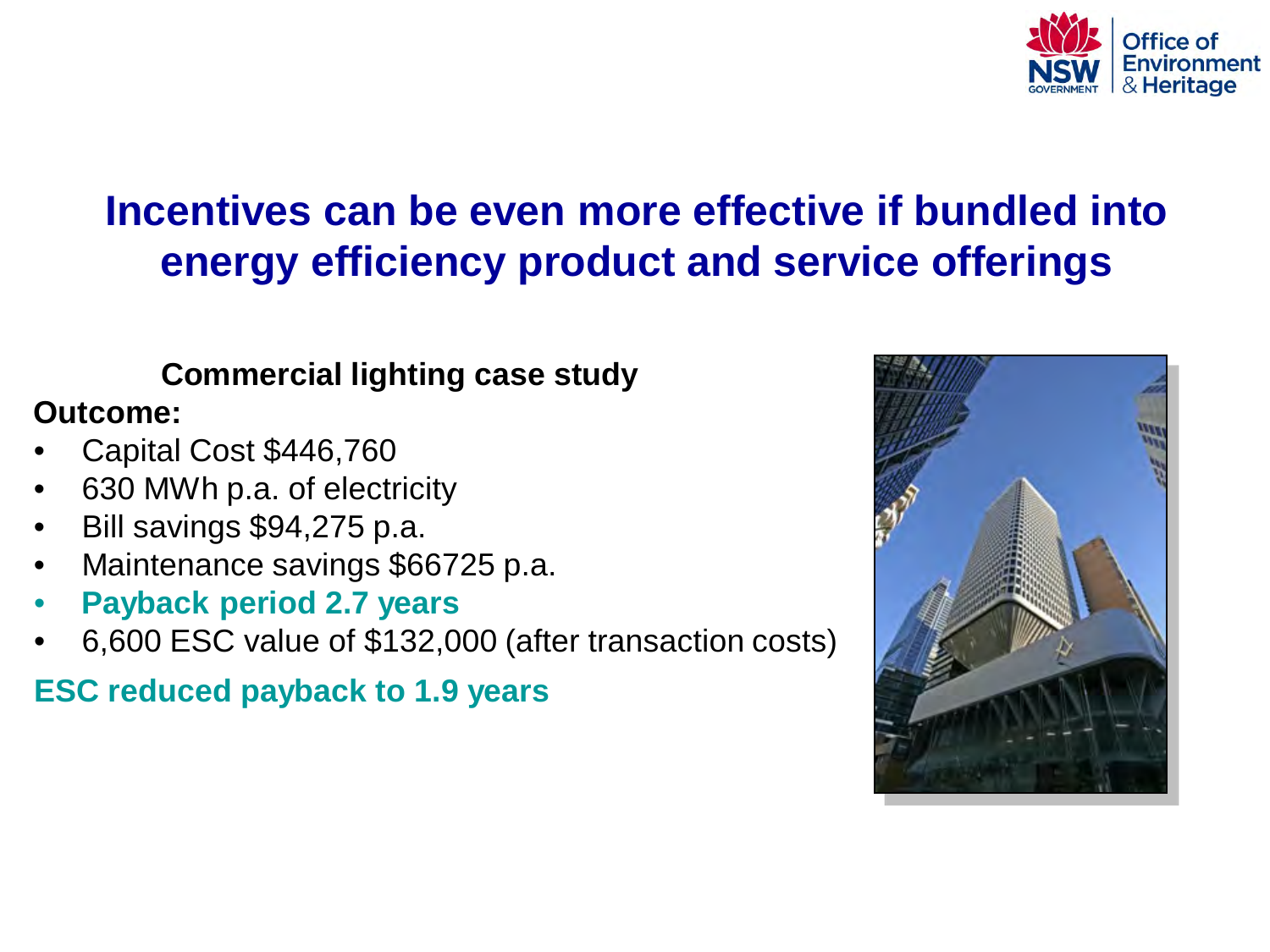# Incentives can be even more effective if bundled into energy efficiency product and service offerings

**Commercial lighting case study**

**Outcome:**

- Capital Cost $446,760
- 630 MWh p.a. of electricity
- Bill savings $94,275 p.a.
- Maintenance savings $66725 p.a.
- **Payback period 2.7 years**
- 6,600 ESC value of $132,000 (after transaction costs)

**ESC reduced payback to 1.9 years**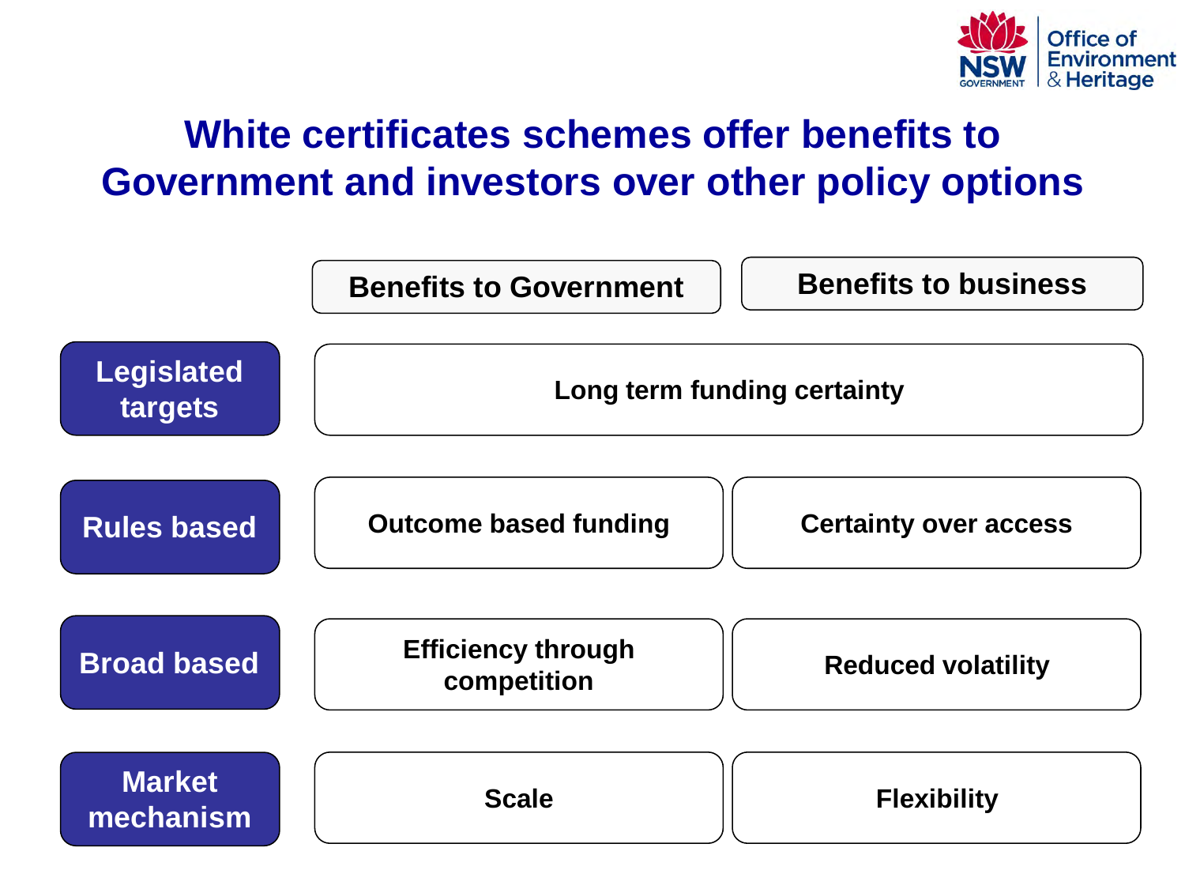# White certificates schemes offer benefits to Government and investors over other policy options

| | Benefits to Government | Benefits to business |
|---|---|---|
| **Legislated targets** | Long term funding certainty | |
| **Rules based** | Outcome based funding | Certainty over access |
| **Broad based** | Efficiency through competition | Reduced volatility |
| **Market mechanism** | Scale | Flexibility |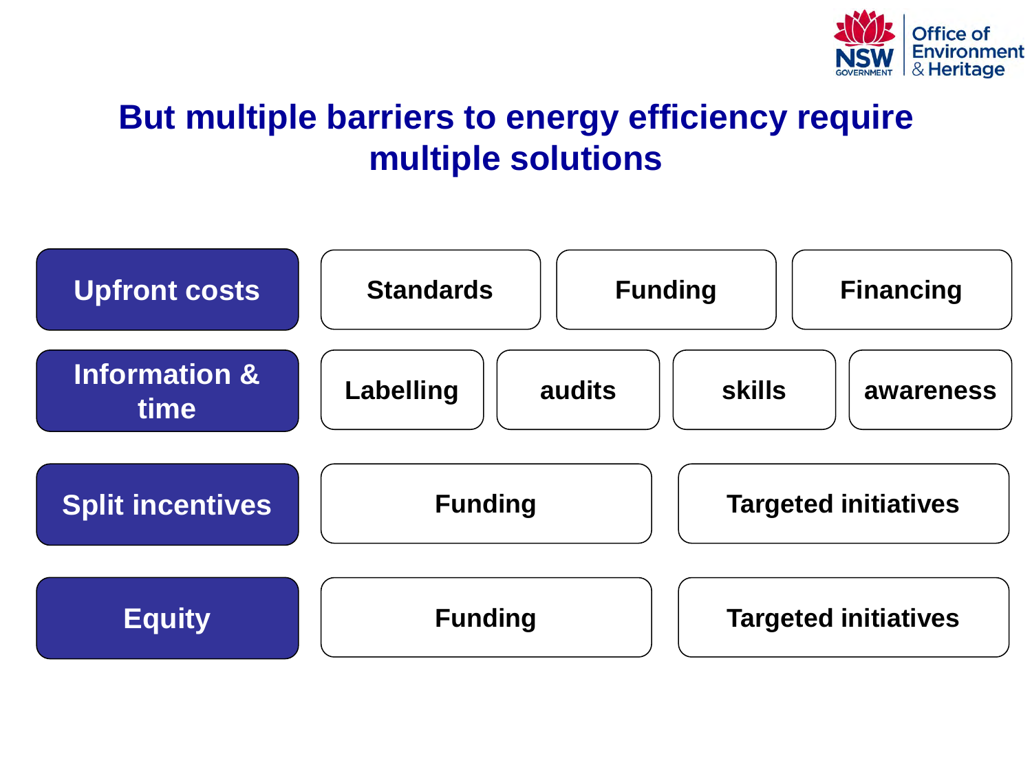# But multiple barriers to energy efficiency require multiple solutions

| Barrier | Solutions | | | |
| --- | --- | --- | --- | --- |
| Upfront costs | Standards | Funding | Financing | |
| Information & time | Labelling | audits | skills | awareness |
| Split incentives | Funding | Targeted initiatives | | |
| Equity | Funding | Targeted initiatives | | |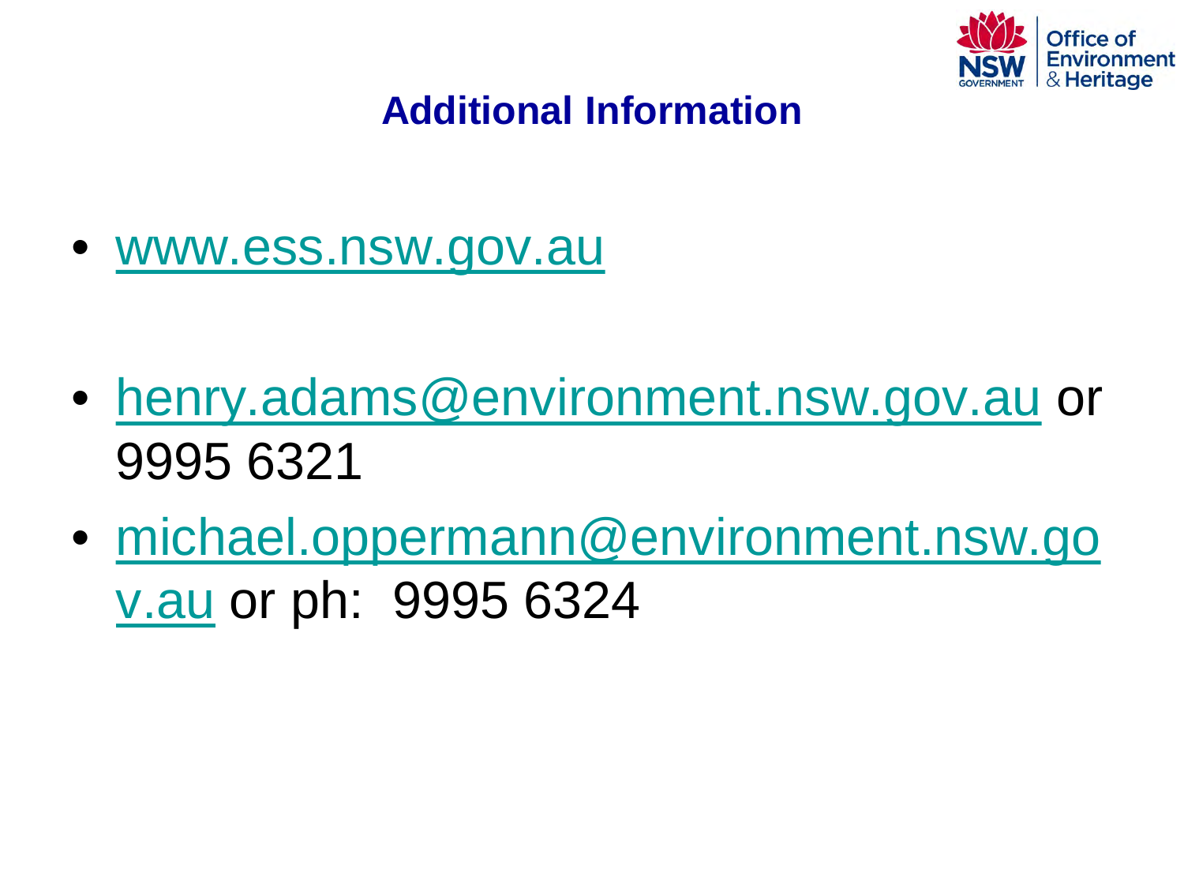# Additional Information

- www.ess.nsw.gov.au
- henry.adams@environment.nsw.gov.au or 9995 6321
- michael.oppermann@environment.nsw.gov.au or ph: 9995 6324